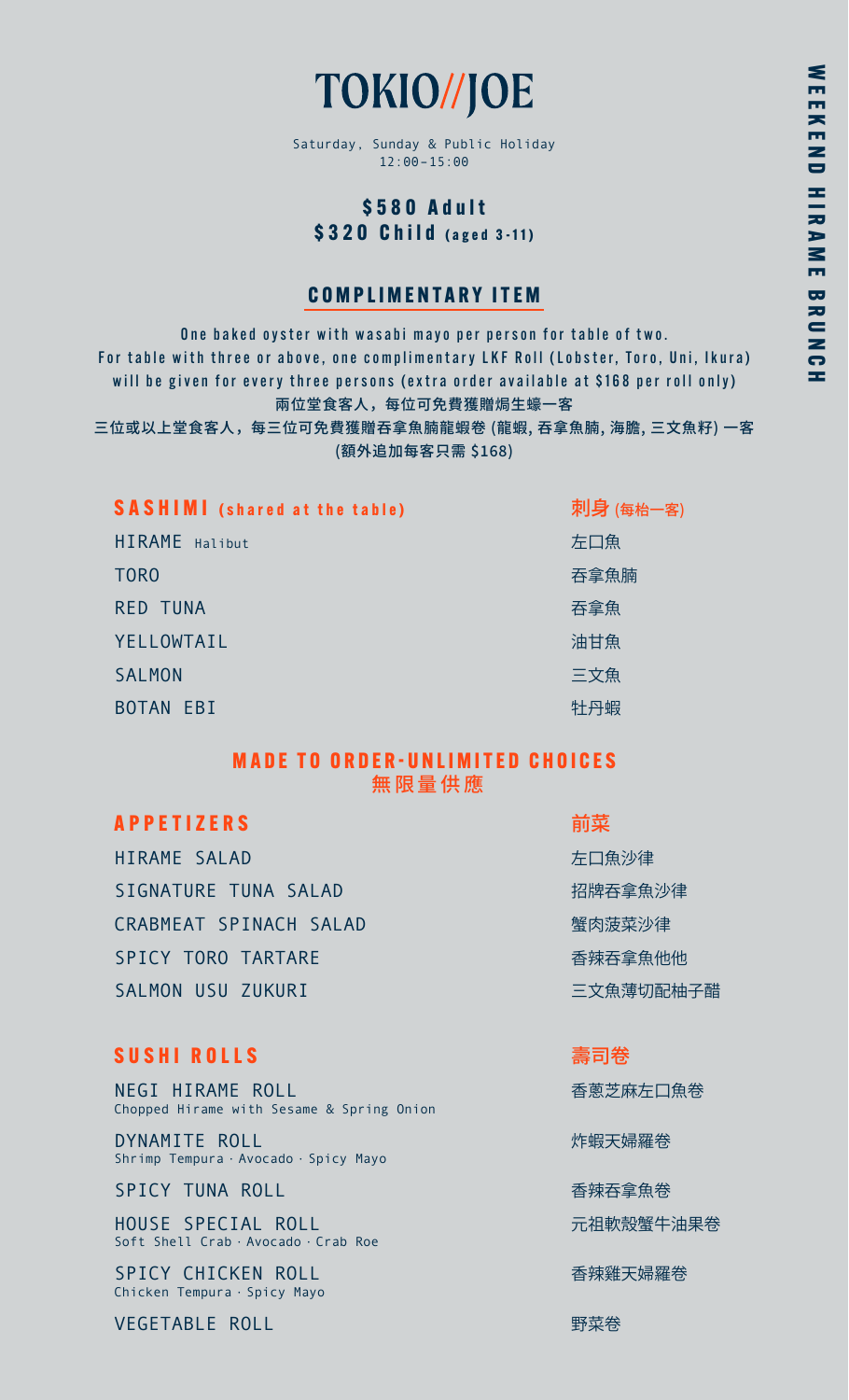# TOKIO//JOE

WEEKEND HIRAME BRUNCH

Saturday, Sunday & Public Holiday
12:00-15:00

**$580 Adult**
**$320 Child (aged 3-11)**

## COMPLIMENTARY ITEM

One baked oyster with wasabi mayo per person for table of two.
For table with three or above, one complimentary LKF Roll (Lobster, Toro, Uni, Ikura) will be given for every three persons (extra order available at $168 per roll only)
兩位堂食客人，每位可免費獲贈焗生蠔一客
三位或以上堂食客人，每三位可免費獲贈吞拿魚腩龍蝦卷 (龍蝦, 吞拿魚腩, 海膽, 三文魚籽) 一客
(額外追加每客只需 $168)

## SASHIMI (shared at the table) 刺身 (每枱一客)

| | |
|---|---|
| HIRAME Halibut | 左口魚 |
| TORO | 吞拿魚腩 |
| RED TUNA | 吞拿魚 |
| YELLOWTAIL | 油甘魚 |
| SALMON | 三文魚 |
| BOTAN EBI | 牡丹蝦 |

## MADE TO ORDER-UNLIMITED CHOICES
無限量供應

### APPETIZERS 前菜

| | |
|---|---|
| HIRAME SALAD | 左口魚沙律 |
| SIGNATURE TUNA SALAD | 招牌吞拿魚沙律 |
| CRABMEAT SPINACH SALAD | 蟹肉菠菜沙律 |
| SPICY TORO TARTARE | 香辣吞拿魚他他 |
| SALMON USU ZUKURI | 三文魚薄切配柚子醋 |

### SUSHI ROLLS 壽司卷

| | |
|---|---|
| NEGI HIRAME ROLL<br>Chopped Hirame with Sesame & Spring Onion | 香蔥芝麻左口魚卷 |
| DYNAMITE ROLL<br>Shrimp Tempura · Avocado · Spicy Mayo | 炸蝦天婦羅卷 |
| SPICY TUNA ROLL | 香辣吞拿魚卷 |
| HOUSE SPECIAL ROLL<br>Soft Shell Crab · Avocado · Crab Roe | 元祖軟殼蟹牛油果卷 |
| SPICY CHICKEN ROLL<br>Chicken Tempura · Spicy Mayo | 香辣雞天婦羅卷 |
| VEGETABLE ROLL | 野菜卷 |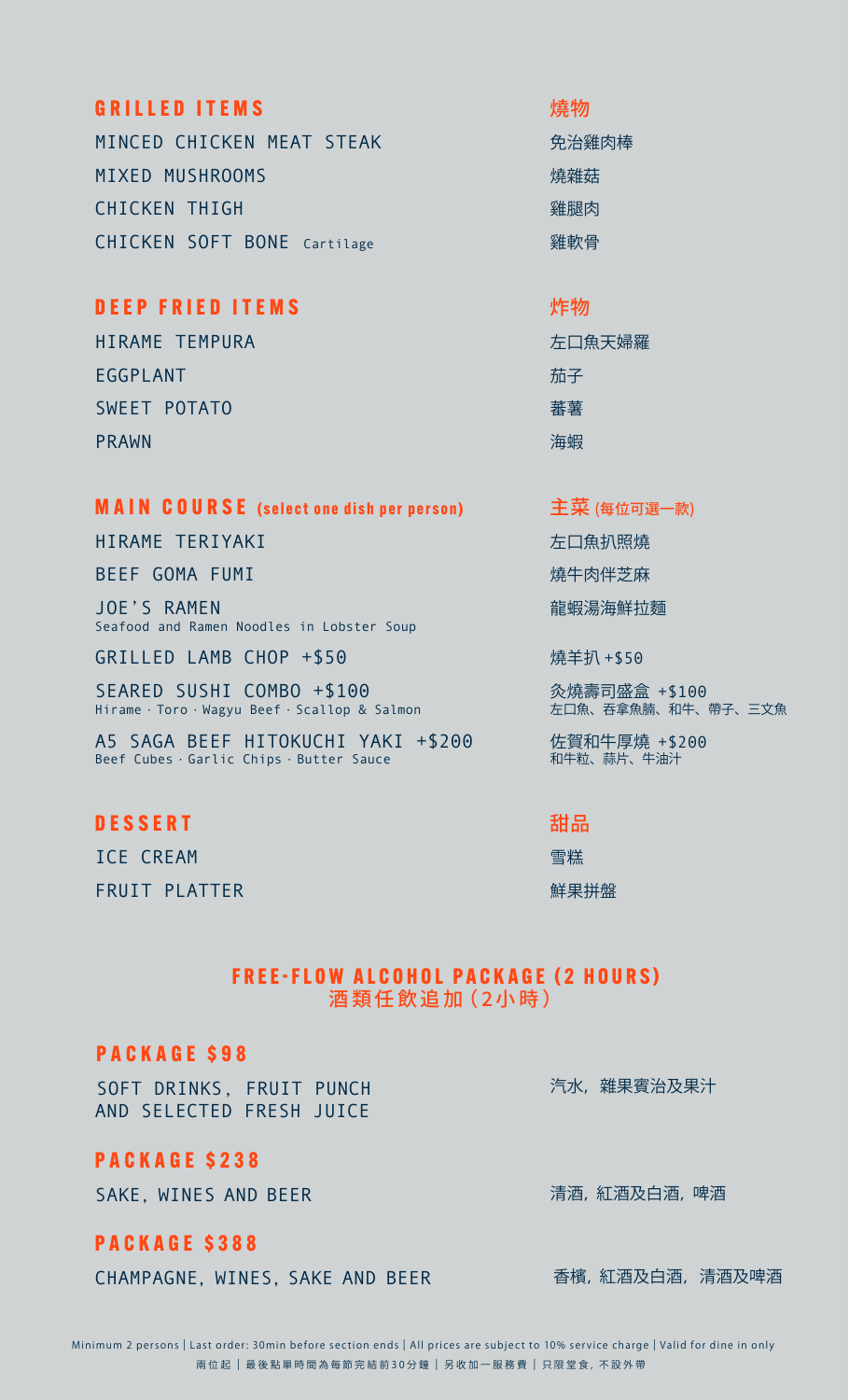## GRILLED ITEMS 燒物

MINCED CHICKEN MEAT STEAK 免治雞肉棒

MIXED MUSHROOMS 燒雜菇

CHICKEN THIGH 雞腿肉

CHICKEN SOFT BONE Cartilage 雞軟骨

## DEEP FRIED ITEMS 炸物

HIRAME TEMPURA 左口魚天婦羅

EGGPLANT 茄子

SWEET POTATO 蕃薯

PRAWN 海蝦

## MAIN COURSE (select one dish per person) 主菜 (每位可選一款)

HIRAME TERIYAKI 左口魚扒照燒

BEEF GOMA FUMI 燒牛肉伴芝麻

JOE'S RAMEN 龍蝦湯海鮮拉麵
Seafood and Ramen Noodles in Lobster Soup

GRILLED LAMB CHOP +$50 燒羊扒 +$50

SEARED SUSHI COMBO +$100 炙燒壽司盛盒 +$100
Hirame · Toro · Wagyu Beef · Scallop & Salmon
左口魚、吞拿魚腩、和牛、帶子、三文魚

A5 SAGA BEEF HITOKUCHI YAKI +$200 佐賀和牛厚燒 +$200
Beef Cubes · Garlic Chips · Butter Sauce
和牛粒、蒜片、牛油汁

## DESSERT 甜品

ICE CREAM 雪糕

FRUIT PLATTER 鮮果拼盤

## FREE-FLOW ALCOHOL PACKAGE (2 HOURS)
## 酒類任飲追加 (2小時)

### PACKAGE $98

SOFT DRINKS, FRUIT PUNCH AND SELECTED FRESH JUICE

汽水, 雜果賓治及果汁

### PACKAGE $238

SAKE, WINES AND BEER

清酒, 紅酒及白酒, 啤酒

### PACKAGE $388

CHAMPAGNE, WINES, SAKE AND BEER

香檳, 紅酒及白酒, 清酒及啤酒

Minimum 2 persons | Last order: 30min before section ends | All prices are subject to 10% service charge | Valid for dine in only

兩位起 | 最後點單時間為每節完結前30分鐘 | 另收加一服務費 | 只限堂食, 不設外帶